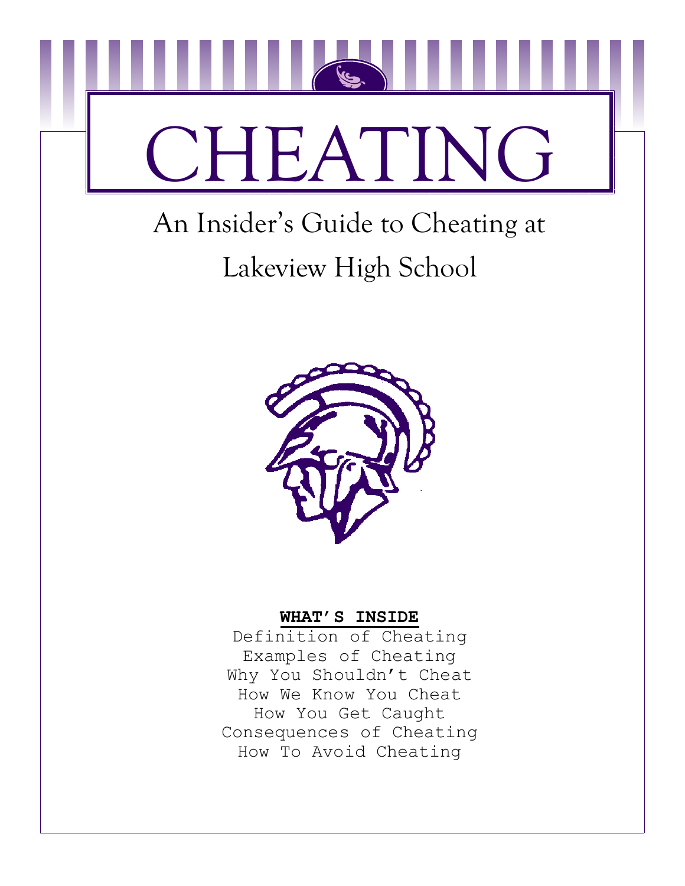# CHEATING

## An Insider's Guide to Cheating at Lakeview High School

**WHAT'S INSIDE**

Definition of Cheating
Examples of Cheating
Why You Shouldn't Cheat
How We Know You Cheat
How You Get Caught
Consequences of Cheating
How To Avoid Cheating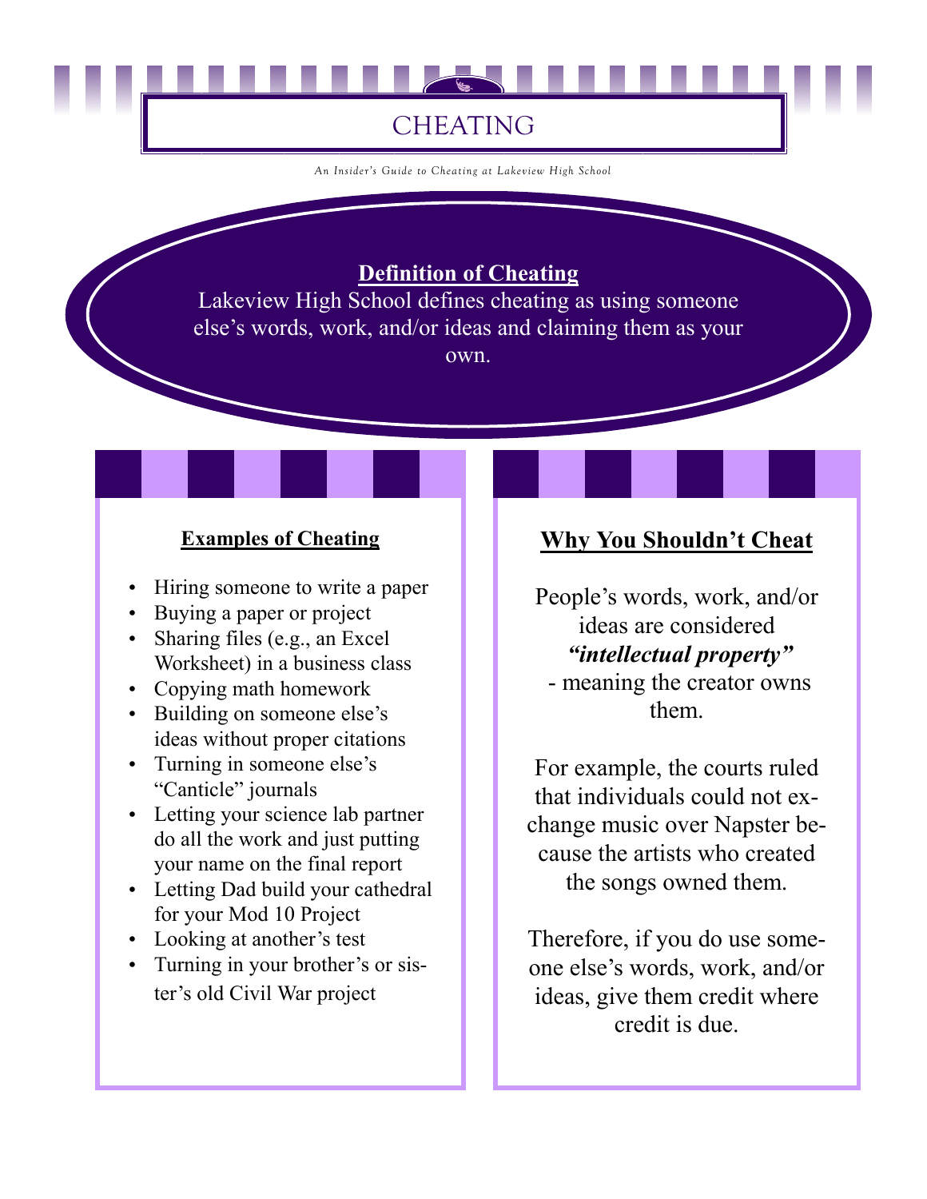# CHEATING

*An Insider's Guide to Cheating at Lakeview High School*

**Definition of Cheating**

Lakeview High School defines cheating as using someone else's words, work, and/or ideas and claiming them as your own.

## Examples of Cheating

- Hiring someone to write a paper
- Buying a paper or project
- Sharing files (e.g., an Excel Worksheet) in a business class
- Copying math homework
- Building on someone else's ideas without proper citations
- Turning in someone else's "Canticle" journals
- Letting your science lab partner do all the work and just putting your name on the final report
- Letting Dad build your cathedral for your Mod 10 Project
- Looking at another's test
- Turning in your brother's or sister's old Civil War project

## Why You Shouldn't Cheat

People's words, work, and/or ideas are considered ***"intellectual property"*** - meaning the creator owns them.

For example, the courts ruled that individuals could not exchange music over Napster because the artists who created the songs owned them.

Therefore, if you do use someone else's words, work, and/or ideas, give them credit where credit is due.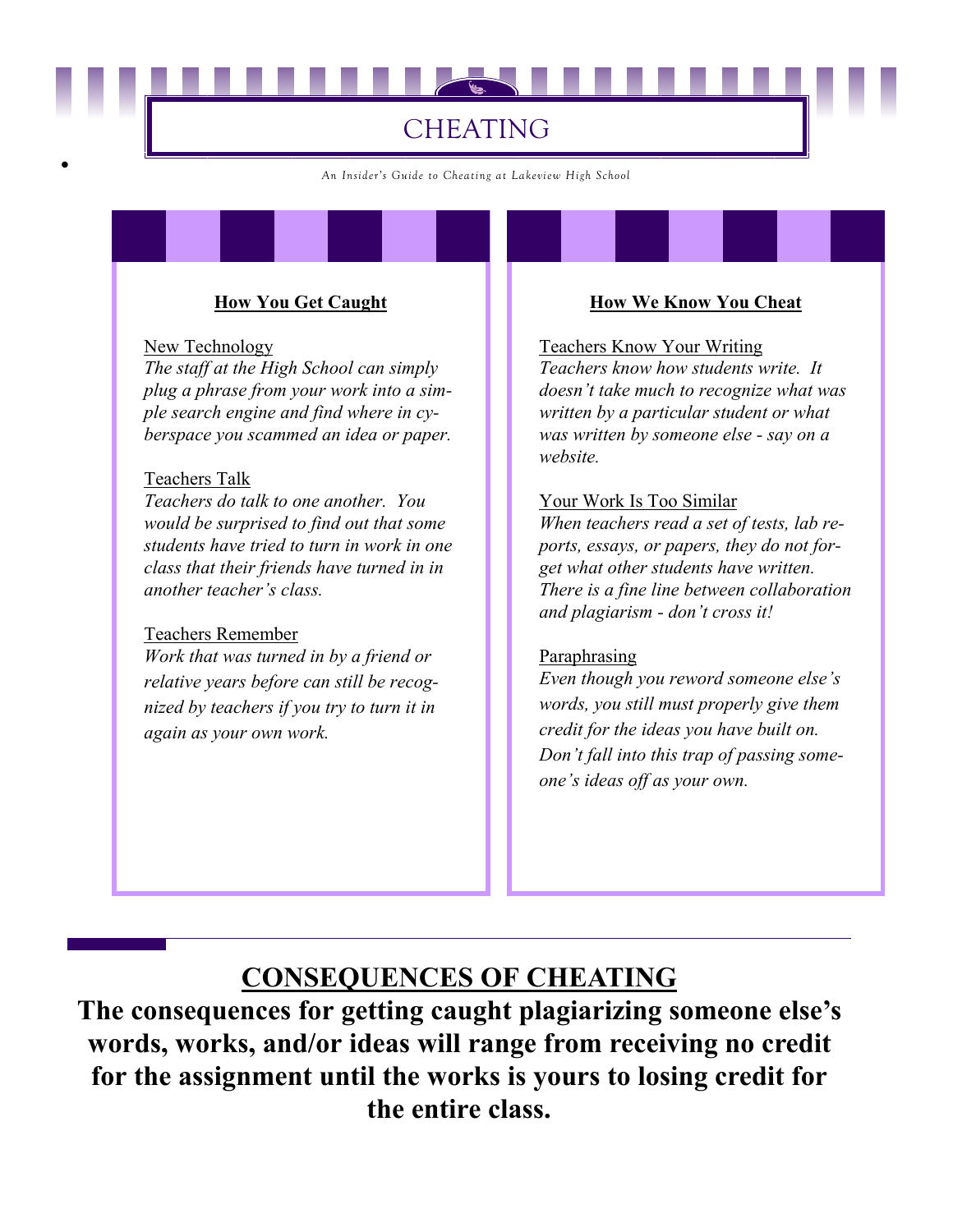# CHEATING

*An Insider's Guide to Cheating at Lakeview High School*

### How You Get Caught

New Technology
*The staff at the High School can simply plug a phrase from your work into a simple search engine and find where in cyberspace you scammed an idea or paper.*

Teachers Talk
*Teachers do talk to one another. You would be surprised to find out that some students have tried to turn in work in one class that their friends have turned in in another teacher's class.*

Teachers Remember
*Work that was turned in by a friend or relative years before can still be recognized by teachers if you try to turn it in again as your own work.*

### How We Know You Cheat

Teachers Know Your Writing
*Teachers know how students write. It doesn't take much to recognize what was written by a particular student or what was written by someone else - say on a website.*

Your Work Is Too Similar
*When teachers read a set of tests, lab reports, essays, or papers, they do not forget what other students have written. There is a fine line between collaboration and plagiarism - don't cross it!*

Paraphrasing
*Even though you reword someone else's words, you still must properly give them credit for the ideas you have built on. Don't fall into this trap of passing someone's ideas off as your own.*

## CONSEQUENCES OF CHEATING

**The consequences for getting caught plagiarizing someone else's words, works, and/or ideas will range from receiving no credit for the assignment until the works is yours to losing credit for the entire class.**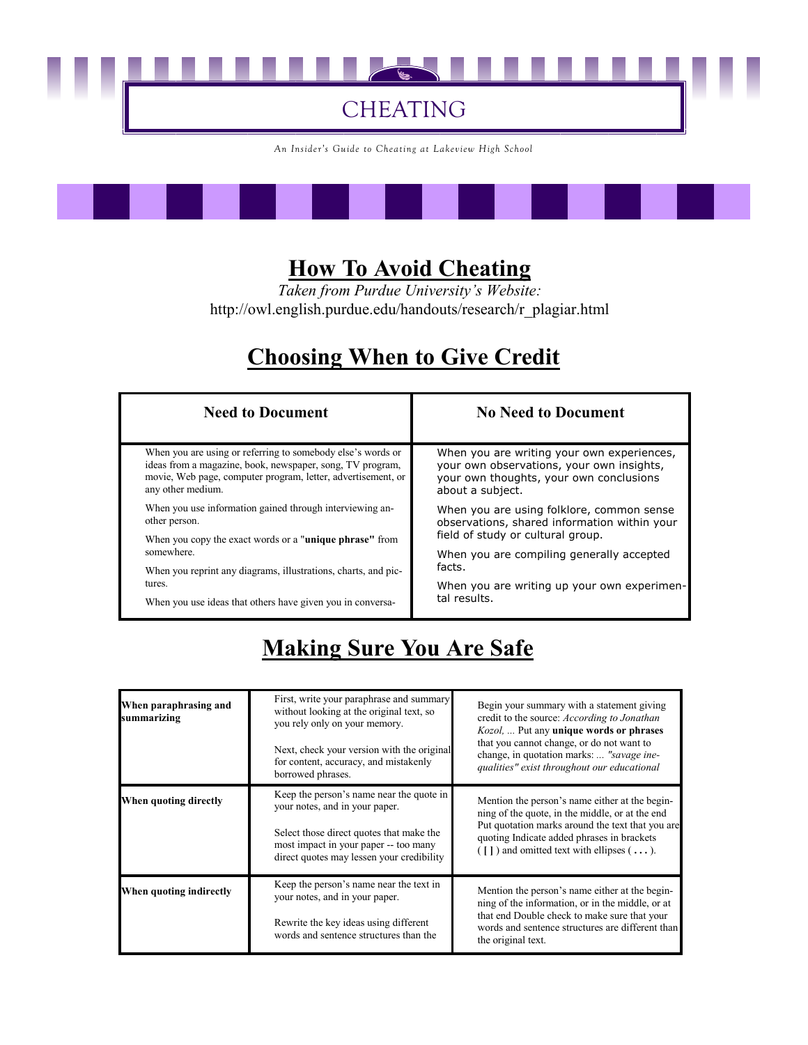# CHEATING

*An Insider's Guide to Cheating at Lakeview High School*

## How To Avoid Cheating

*Taken from Purdue University's Website:*
http://owl.english.purdue.edu/handouts/research/r_plagiar.html

## Choosing When to Give Credit

| **Need to Document** | **No Need to Document** |
|---|---|
| When you are using or referring to somebody else's words or ideas from a magazine, book, newspaper, song, TV program, movie, Web page, computer program, letter, advertisement, or any other medium.<br><br>When you use information gained through interviewing another person.<br><br>When you copy the exact words or a "**unique phrase"** from somewhere.<br><br>When you reprint any diagrams, illustrations, charts, and pictures.<br><br>When you use ideas that others have given you in conversa- | When you are writing your own experiences, your own observations, your own insights, your own thoughts, your own conclusions about a subject.<br><br>When you are using folklore, common sense observations, shared information within your field of study or cultural group.<br><br>When you are compiling generally accepted facts.<br><br>When you are writing up your own experimental results. |

## Making Sure You Are Safe

| | | |
|---|---|---|
| **When paraphrasing and summarizing** | First, write your paraphrase and summary without looking at the original text, so you rely only on your memory.<br><br>Next, check your version with the original for content, accuracy, and mistakenly borrowed phrases. | Begin your summary with a statement giving credit to the source: *According to Jonathan Kozol, ...* Put any **unique words or phrases** that you cannot change, or do not want to change, in quotation marks: *... "savage inequalities" exist throughout our educational* |
| **When quoting directly** | Keep the person's name near the quote in your notes, and in your paper.<br><br>Select those direct quotes that make the most impact in your paper -- too many direct quotes may lessen your credibility | Mention the person's name either at the beginning of the quote, in the middle, or at the end Put quotation marks around the text that you are quoting Indicate added phrases in brackets ( **[ ]** ) and omitted text with ellipses ( **. . .** ). |
| **When quoting indirectly** | Keep the person's name near the text in your notes, and in your paper.<br><br>Rewrite the key ideas using different words and sentence structures than the | Mention the person's name either at the beginning of the information, or in the middle, or at that end Double check to make sure that your words and sentence structures are different than the original text. |